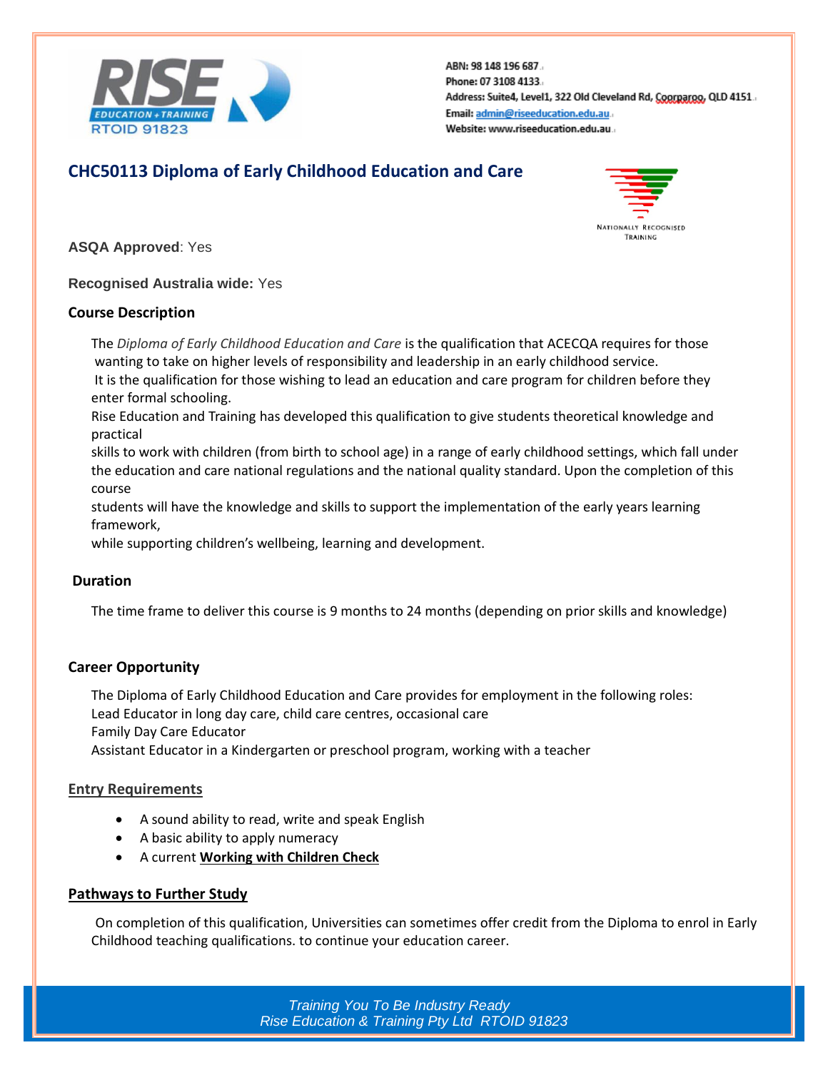ABN: 98 148 196 687
Phone: 07 3108 4133
Address: Suite4, Level1, 322 Old Cleveland Rd, Coorparoo, QLD 4151
Email: admin@riseeducation.edu.au
Website: www.riseeducation.edu.au

# CHC50113 Diploma of Early Childhood Education and Care

**ASQA Approved**: Yes

**Recognised Australia wide:** Yes

## Course Description

The *Diploma of Early Childhood Education and Care* is the qualification that ACECQA requires for those wanting to take on higher levels of responsibility and leadership in an early childhood service.
It is the qualification for those wishing to lead an education and care program for children before they enter formal schooling.
Rise Education and Training has developed this qualification to give students theoretical knowledge and practical skills to work with children (from birth to school age) in a range of early childhood settings, which fall under the education and care national regulations and the national quality standard. Upon the completion of this course students will have the knowledge and skills to support the implementation of the early years learning framework, while supporting children's wellbeing, learning and development.

## Duration

The time frame to deliver this course is 9 months to 24 months (depending on prior skills and knowledge)

## Career Opportunity

The Diploma of Early Childhood Education and Care provides for employment in the following roles:
Lead Educator in long day care, child care centres, occasional care
Family Day Care Educator
Assistant Educator in a Kindergarten or preschool program, working with a teacher

## Entry Requirements

- A sound ability to read, write and speak English
- A basic ability to apply numeracy
- A current **Working with Children Check**

## Pathways to Further Study

On completion of this qualification, Universities can sometimes offer credit from the Diploma to enrol in Early Childhood teaching qualifications. to continue your education career.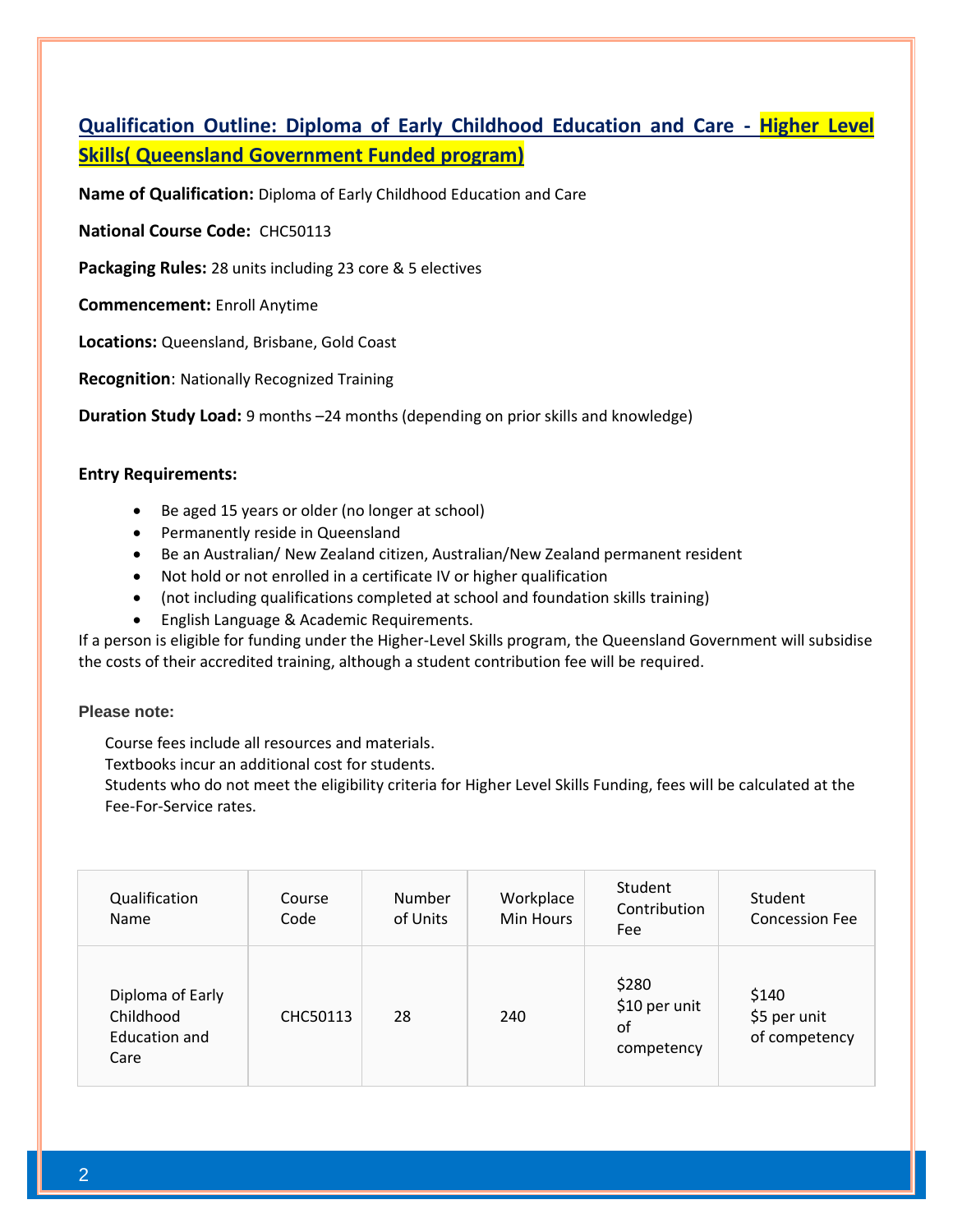## Qualification Outline: Diploma of Early Childhood Education and Care - Higher Level Skills( Queensland Government Funded program)

**Name of Qualification:** Diploma of Early Childhood Education and Care

**National Course Code:** CHC50113

**Packaging Rules:** 28 units including 23 core & 5 electives

**Commencement:** Enroll Anytime

**Locations:** Queensland, Brisbane, Gold Coast

**Recognition**: Nationally Recognized Training

**Duration Study Load:** 9 months –24 months (depending on prior skills and knowledge)

**Entry Requirements:**

- Be aged 15 years or older (no longer at school)
- Permanently reside in Queensland
- Be an Australian/ New Zealand citizen, Australian/New Zealand permanent resident
- Not hold or not enrolled in a certificate IV or higher qualification
- (not including qualifications completed at school and foundation skills training)
- English Language & Academic Requirements.

If a person is eligible for funding under the Higher-Level Skills program, the Queensland Government will subsidise the costs of their accredited training, although a student contribution fee will be required.

**Please note:**

Course fees include all resources and materials.
Textbooks incur an additional cost for students.
Students who do not meet the eligibility criteria for Higher Level Skills Funding, fees will be calculated at the Fee-For-Service rates.

| Qualification Name | Course Code | Number of Units | Workplace Min Hours | Student Contribution Fee | Student Concession Fee |
|---|---|---|---|---|---|
| Diploma of Early Childhood Education and Care | CHC50113 | 28 | 240 | $280 $10 per unit of competency | $140 $5 per unit of competency |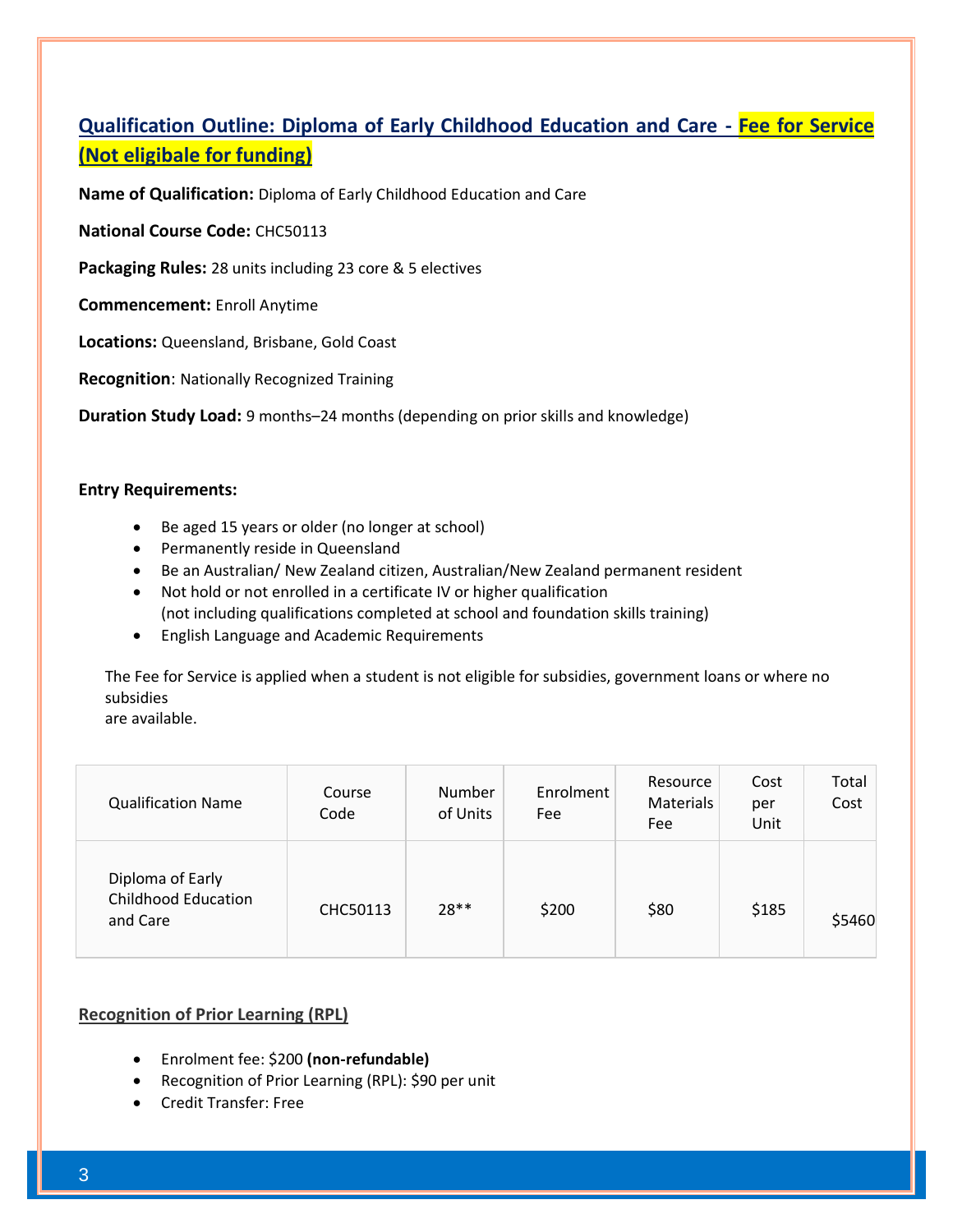## Qualification Outline: Diploma of Early Childhood Education and Care - Fee for Service (Not eligibale for funding)

**Name of Qualification:** Diploma of Early Childhood Education and Care

**National Course Code:** CHC50113

**Packaging Rules:** 28 units including 23 core & 5 electives

**Commencement:** Enroll Anytime

**Locations:** Queensland, Brisbane, Gold Coast

**Recognition**: Nationally Recognized Training

**Duration Study Load:** 9 months–24 months (depending on prior skills and knowledge)

**Entry Requirements:**

- Be aged 15 years or older (no longer at school)
- Permanently reside in Queensland
- Be an Australian/ New Zealand citizen, Australian/New Zealand permanent resident
- Not hold or not enrolled in a certificate IV or higher qualification (not including qualifications completed at school and foundation skills training)
- English Language and Academic Requirements

The Fee for Service is applied when a student is not eligible for subsidies, government loans or where no subsidies are available.

| Qualification Name | Course Code | Number of Units | Enrolment Fee | Resource Materials Fee | Cost per Unit | Total Cost |
|---|---|---|---|---|---|---|
| Diploma of Early Childhood Education and Care | CHC50113 | 28** | $200 | $80 | $185 | $5460 |

### Recognition of Prior Learning (RPL)

- Enrolment fee: $200 **(non-refundable)**
- Recognition of Prior Learning (RPL): $90 per unit
- Credit Transfer: Free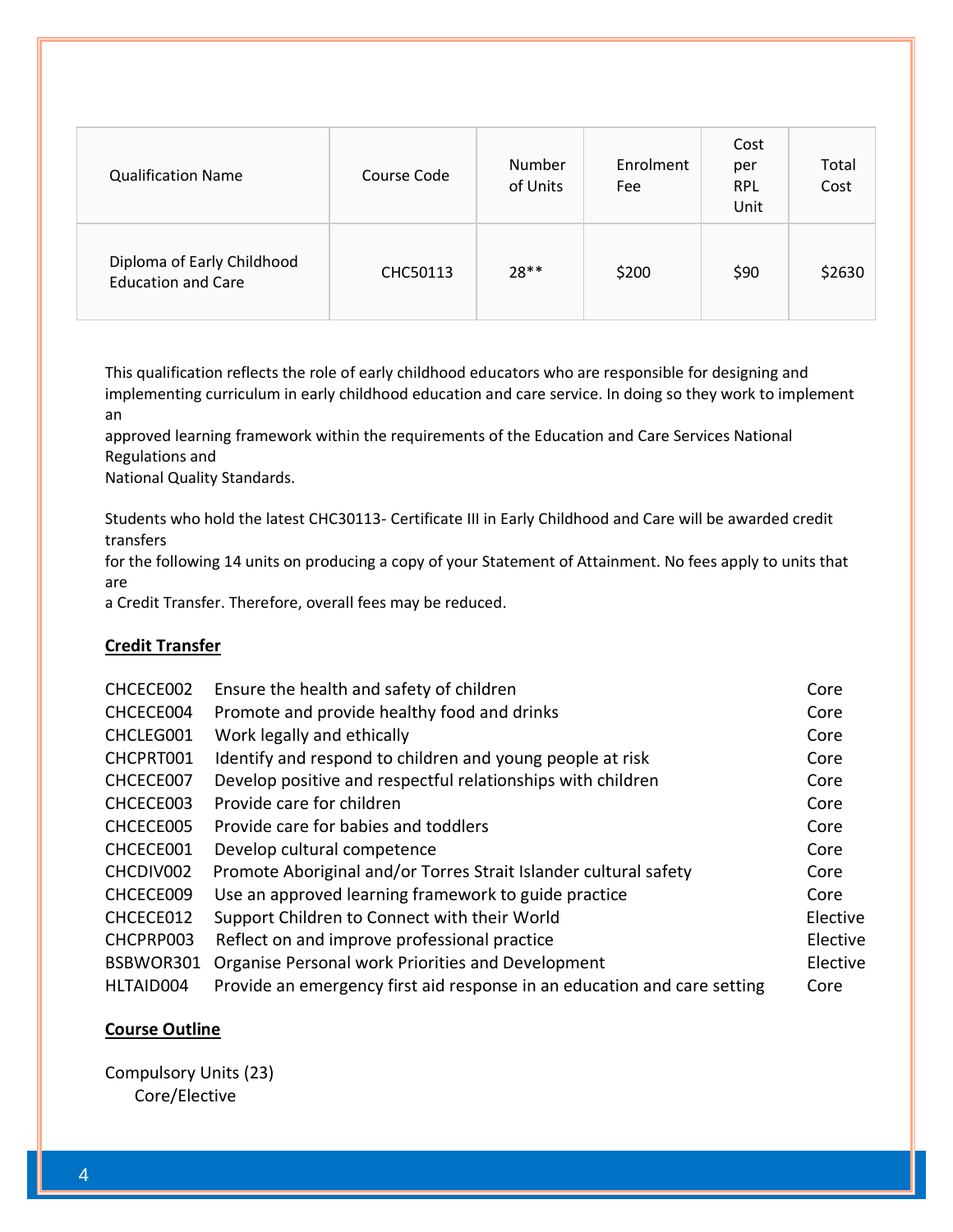| Qualification Name | Course Code | Number of Units | Enrolment Fee | Cost per RPL Unit | Total Cost |
| --- | --- | --- | --- | --- | --- |
| Diploma of Early Childhood Education and Care | CHC50113 | 28** | $200 | $90 | $2630 |

This qualification reflects the role of early childhood educators who are responsible for designing and implementing curriculum in early childhood education and care service. In doing so they work to implement an approved learning framework within the requirements of the Education and Care Services National Regulations and National Quality Standards.

Students who hold the latest CHC30113- Certificate III in Early Childhood and Care will be awarded credit transfers for the following 14 units on producing a copy of your Statement of Attainment. No fees apply to units that are a Credit Transfer. Therefore, overall fees may be reduced.

**Credit Transfer**

| | | |
| --- | --- | --- |
| CHCECE002 | Ensure the health and safety of children | Core |
| CHCECE004 | Promote and provide healthy food and drinks | Core |
| CHCLEG001 | Work legally and ethically | Core |
| CHCPRT001 | Identify and respond to children and young people at risk | Core |
| CHCECE007 | Develop positive and respectful relationships with children | Core |
| CHCECE003 | Provide care for children | Core |
| CHCECE005 | Provide care for babies and toddlers | Core |
| CHCECE001 | Develop cultural competence | Core |
| CHCDIV002 | Promote Aboriginal and/or Torres Strait Islander cultural safety | Core |
| CHCECE009 | Use an approved learning framework to guide practice | Core |
| CHCECE012 | Support Children to Connect with their World | Elective |
| CHCPRP003 | Reflect on and improve professional practice | Elective |
| BSBWOR301 | Organise Personal work Priorities and Development | Elective |
| HLTAID004 | Provide an emergency first aid response in an education and care setting | Core |

**Course Outline**

Compulsory Units (23)

Core/Elective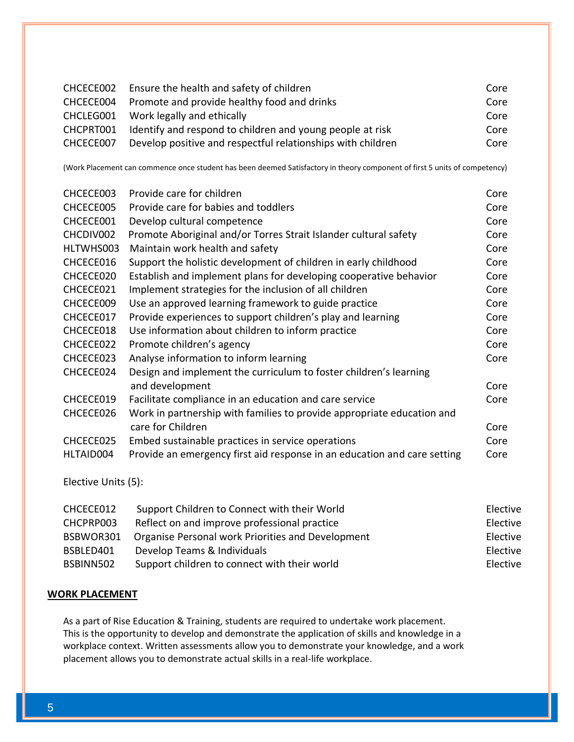| | | |
|---|---|---|
| CHCECE002 | Ensure the health and safety of children | Core |
| CHCECE004 | Promote and provide healthy food and drinks | Core |
| CHCLEG001 | Work legally and ethically | Core |
| CHCPRT001 | Identify and respond to children and young people at risk | Core |
| CHCECE007 | Develop positive and respectful relationships with children | Core |

(Work Placement can commence once student has been deemed Satisfactory in theory component of first 5 units of competency)

| | | |
|---|---|---|
| CHCECE003 | Provide care for children | Core |
| CHCECE005 | Provide care for babies and toddlers | Core |
| CHCECE001 | Develop cultural competence | Core |
| CHCDIV002 | Promote Aboriginal and/or Torres Strait Islander cultural safety | Core |
| HLTWHS003 | Maintain work health and safety | Core |
| CHCECE016 | Support the holistic development of children in early childhood | Core |
| CHCECE020 | Establish and implement plans for developing cooperative behavior | Core |
| CHCECE021 | Implement strategies for the inclusion of all children | Core |
| CHCECE009 | Use an approved learning framework to guide practice | Core |
| CHCECE017 | Provide experiences to support children's play and learning | Core |
| CHCECE018 | Use information about children to inform practice | Core |
| CHCECE022 | Promote children's agency | Core |
| CHCECE023 | Analyse information to inform learning | Core |
| CHCECE024 | Design and implement the curriculum to foster children's learning and development | Core |
| CHCECE019 | Facilitate compliance in an education and care service | Core |
| CHCECE026 | Work in partnership with families to provide appropriate education and care for Children | Core |
| CHCECE025 | Embed sustainable practices in service operations | Core |
| HLTAID004 | Provide an emergency first aid response in an education and care setting | Core |

Elective Units (5):

| | | |
|---|---|---|
| CHCECE012 | Support Children to Connect with their World | Elective |
| CHCPRP003 | Reflect on and improve professional practice | Elective |
| BSBWOR301 | Organise Personal work Priorities and Development | Elective |
| BSBLED401 | Develop Teams & Individuals | Elective |
| BSBINN502 | Support children to connect with their world | Elective |

**WORK PLACEMENT**

As a part of Rise Education & Training, students are required to undertake work placement. This is the opportunity to develop and demonstrate the application of skills and knowledge in a workplace context. Written assessments allow you to demonstrate your knowledge, and a work placement allows you to demonstrate actual skills in a real-life workplace.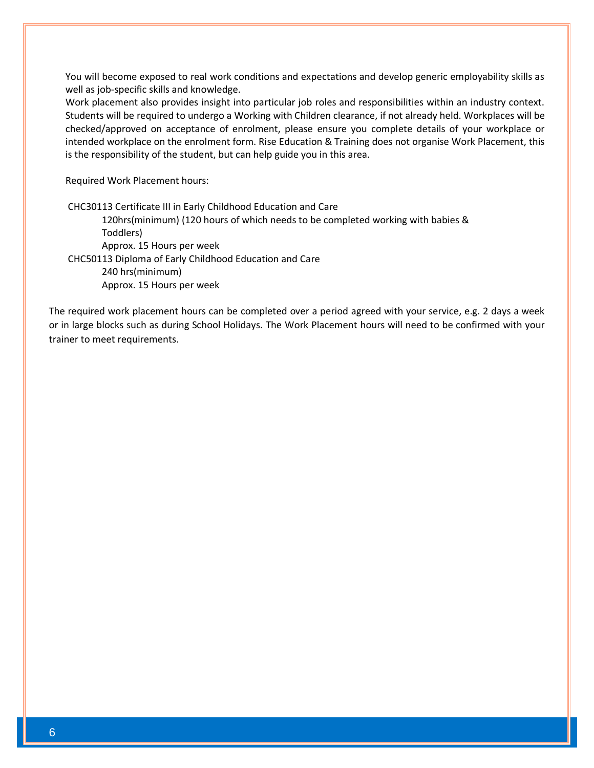You will become exposed to real work conditions and expectations and develop generic employability skills as well as job-specific skills and knowledge.

Work placement also provides insight into particular job roles and responsibilities within an industry context. Students will be required to undergo a Working with Children clearance, if not already held. Workplaces will be checked/approved on acceptance of enrolment, please ensure you complete details of your workplace or intended workplace on the enrolment form. Rise Education & Training does not organise Work Placement, this is the responsibility of the student, but can help guide you in this area.

Required Work Placement hours:

CHC30113 Certificate III in Early Childhood Education and Care

- 120hrs(minimum) (120 hours of which needs to be completed working with babies & Toddlers)
- Approx. 15 Hours per week

CHC50113 Diploma of Early Childhood Education and Care

- 240 hrs(minimum)
- Approx. 15 Hours per week

The required work placement hours can be completed over a period agreed with your service, e.g. 2 days a week or in large blocks such as during School Holidays. The Work Placement hours will need to be confirmed with your trainer to meet requirements.